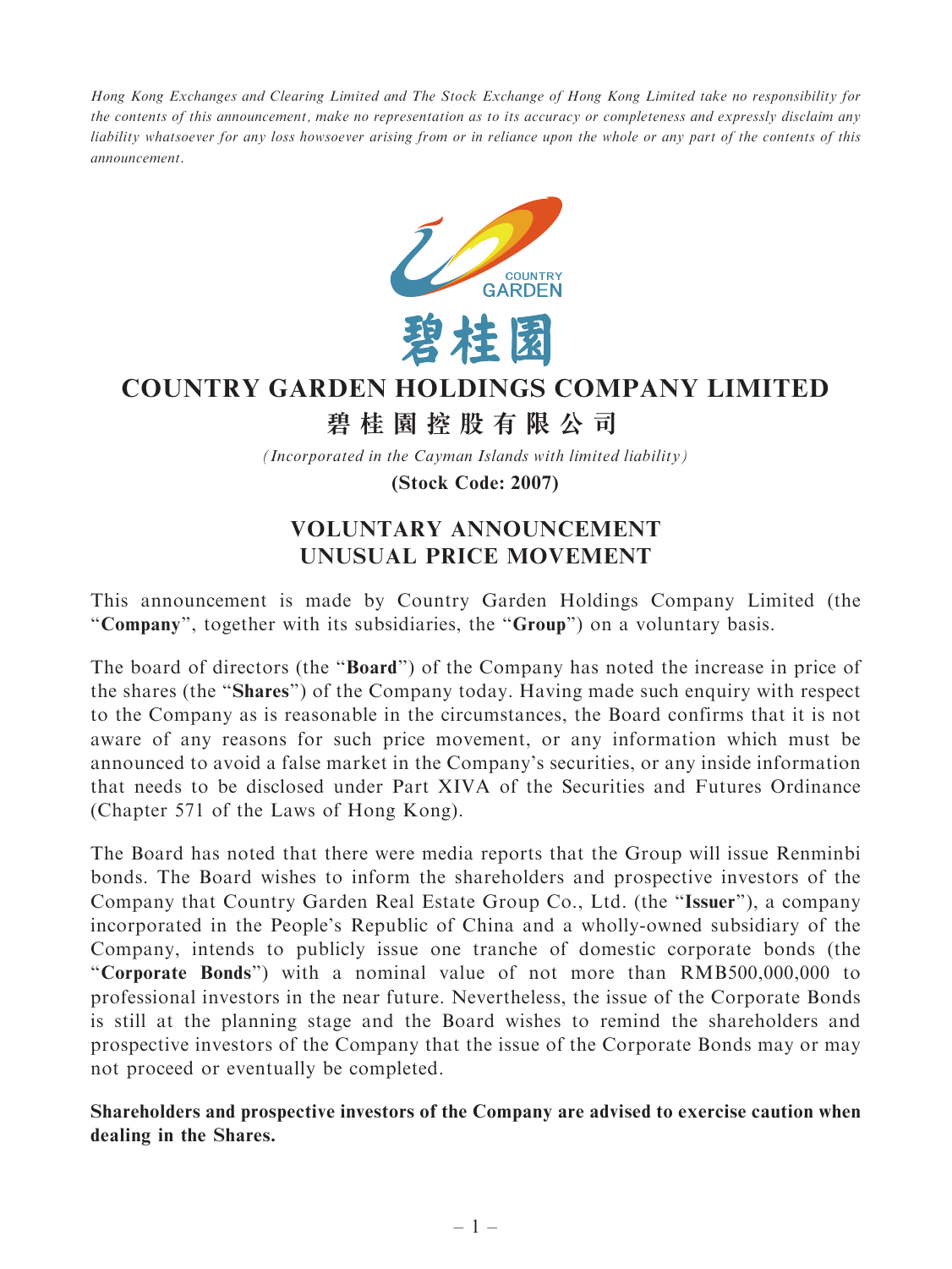*Hong Kong Exchanges and Clearing Limited and The Stock Exchange of Hong Kong Limited take no responsibility for the contents of this announcement, make no representation as to its accuracy or completeness and expressly disclaim any liability whatsoever for any loss howsoever arising from or in reliance upon the whole or any part of the contents of this announcement.*

# COUNTRY GARDEN HOLDINGS COMPANY LIMITED

# 碧桂園控股有限公司

*(Incorporated in the Cayman Islands with limited liability)*

**(Stock Code: 2007)**

## VOLUNTARY ANNOUNCEMENT
## UNUSUAL PRICE MOVEMENT

This announcement is made by Country Garden Holdings Company Limited (the "**Company**", together with its subsidiaries, the "**Group**") on a voluntary basis.

The board of directors (the "**Board**") of the Company has noted the increase in price of the shares (the "**Shares**") of the Company today. Having made such enquiry with respect to the Company as is reasonable in the circumstances, the Board confirms that it is not aware of any reasons for such price movement, or any information which must be announced to avoid a false market in the Company's securities, or any inside information that needs to be disclosed under Part XIVA of the Securities and Futures Ordinance (Chapter 571 of the Laws of Hong Kong).

The Board has noted that there were media reports that the Group will issue Renminbi bonds. The Board wishes to inform the shareholders and prospective investors of the Company that Country Garden Real Estate Group Co., Ltd. (the "**Issuer**"), a company incorporated in the People's Republic of China and a wholly-owned subsidiary of the Company, intends to publicly issue one tranche of domestic corporate bonds (the "**Corporate Bonds**") with a nominal value of not more than RMB500,000,000 to professional investors in the near future. Nevertheless, the issue of the Corporate Bonds is still at the planning stage and the Board wishes to remind the shareholders and prospective investors of the Company that the issue of the Corporate Bonds may or may not proceed or eventually be completed.

**Shareholders and prospective investors of the Company are advised to exercise caution when dealing in the Shares.**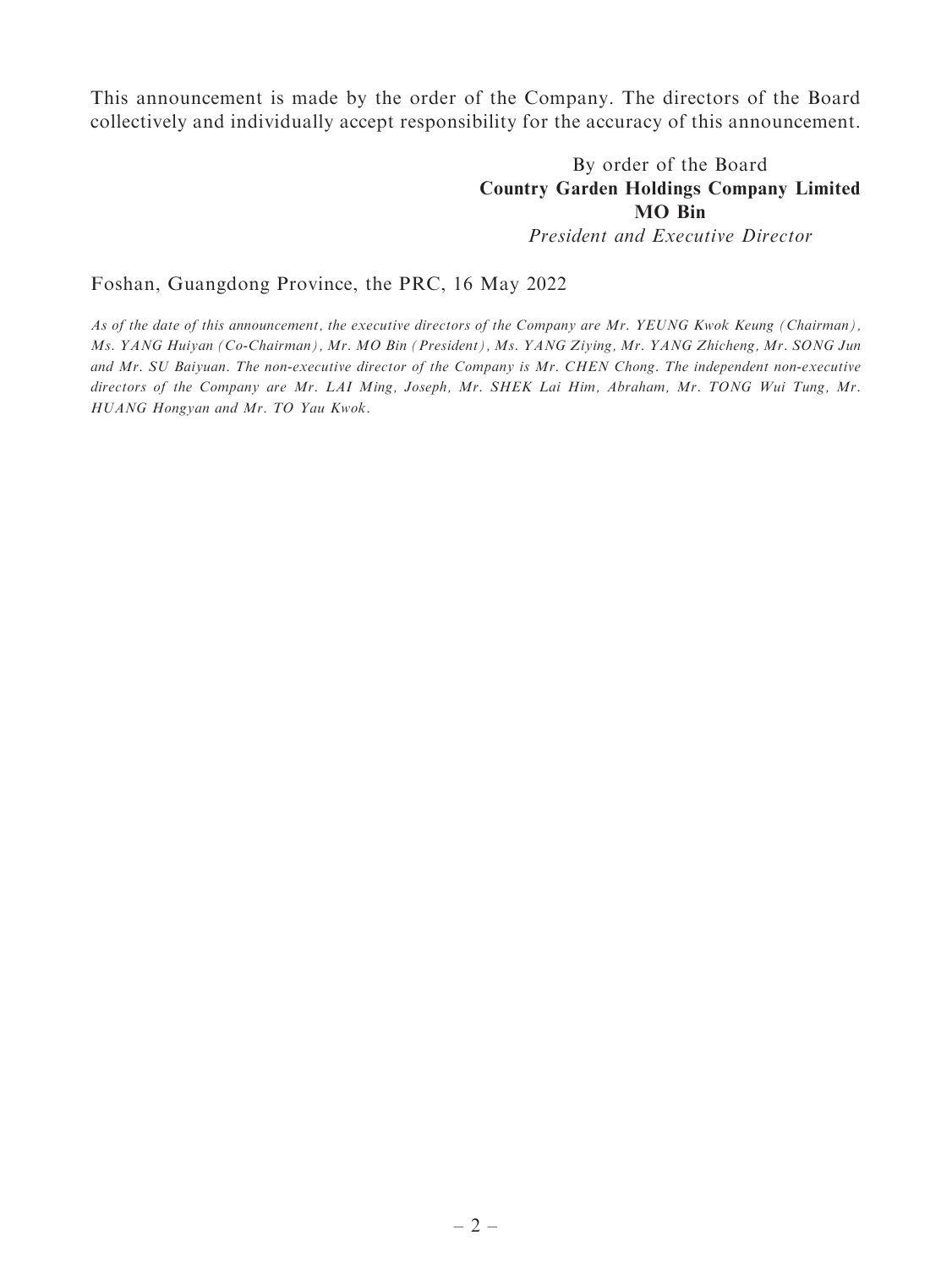This announcement is made by the order of the Company. The directors of the Board collectively and individually accept responsibility for the accuracy of this announcement.

By order of the Board
**Country Garden Holdings Company Limited**
**MO Bin**
*President and Executive Director*

Foshan, Guangdong Province, the PRC, 16 May 2022

*As of the date of this announcement, the executive directors of the Company are Mr. YEUNG Kwok Keung (Chairman), Ms. YANG Huiyan (Co-Chairman), Mr. MO Bin (President), Ms. YANG Ziying, Mr. YANG Zhicheng, Mr. SONG Jun and Mr. SU Baiyuan. The non-executive director of the Company is Mr. CHEN Chong. The independent non-executive directors of the Company are Mr. LAI Ming, Joseph, Mr. SHEK Lai Him, Abraham, Mr. TONG Wui Tung, Mr. HUANG Hongyan and Mr. TO Yau Kwok.*